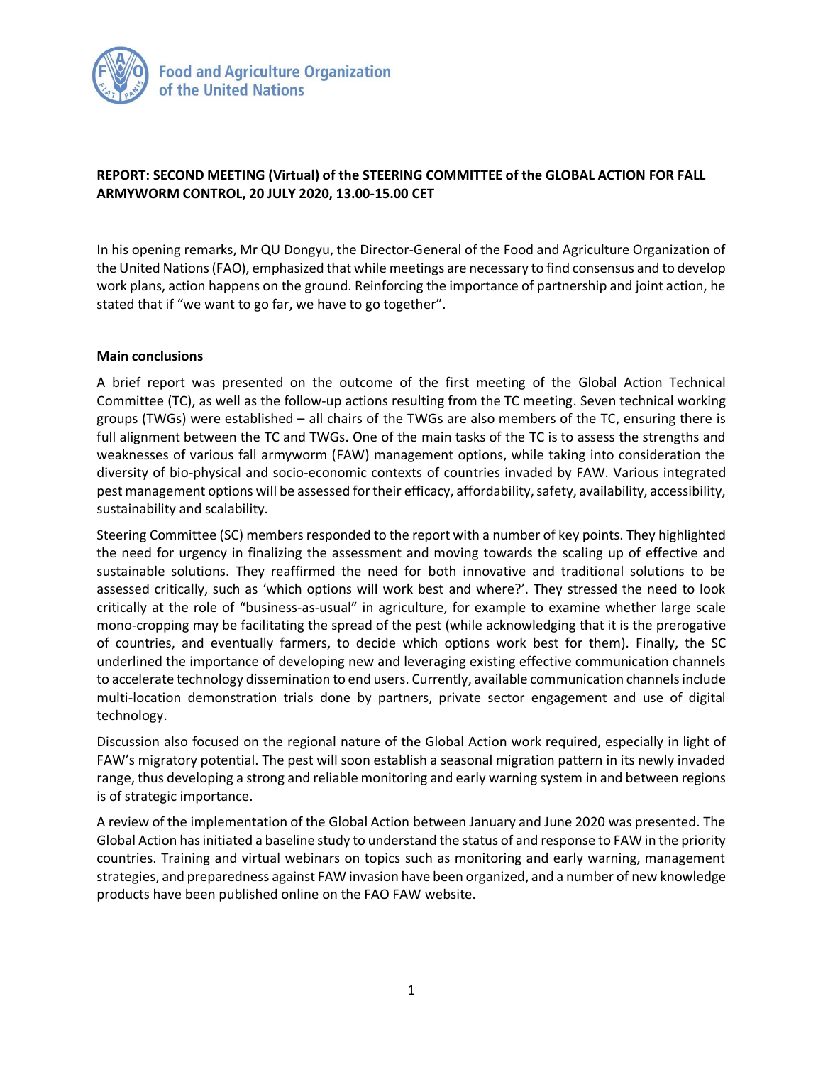Food and Agriculture Organization of the United Nations

**REPORT: SECOND MEETING (Virtual) of the STEERING COMMITTEE of the GLOBAL ACTION FOR FALL ARMYWORM CONTROL, 20 JULY 2020, 13.00-15.00 CET**

In his opening remarks, Mr QU Dongyu, the Director-General of the Food and Agriculture Organization of the United Nations (FAO), emphasized that while meetings are necessary to find consensus and to develop work plans, action happens on the ground. Reinforcing the importance of partnership and joint action, he stated that if "we want to go far, we have to go together".

**Main conclusions**

A brief report was presented on the outcome of the first meeting of the Global Action Technical Committee (TC), as well as the follow-up actions resulting from the TC meeting. Seven technical working groups (TWGs) were established – all chairs of the TWGs are also members of the TC, ensuring there is full alignment between the TC and TWGs. One of the main tasks of the TC is to assess the strengths and weaknesses of various fall armyworm (FAW) management options, while taking into consideration the diversity of bio-physical and socio-economic contexts of countries invaded by FAW. Various integrated pest management options will be assessed for their efficacy, affordability, safety, availability, accessibility, sustainability and scalability.

Steering Committee (SC) members responded to the report with a number of key points. They highlighted the need for urgency in finalizing the assessment and moving towards the scaling up of effective and sustainable solutions. They reaffirmed the need for both innovative and traditional solutions to be assessed critically, such as 'which options will work best and where?'. They stressed the need to look critically at the role of "business-as-usual" in agriculture, for example to examine whether large scale mono-cropping may be facilitating the spread of the pest (while acknowledging that it is the prerogative of countries, and eventually farmers, to decide which options work best for them). Finally, the SC underlined the importance of developing new and leveraging existing effective communication channels to accelerate technology dissemination to end users. Currently, available communication channels include multi-location demonstration trials done by partners, private sector engagement and use of digital technology.

Discussion also focused on the regional nature of the Global Action work required, especially in light of FAW's migratory potential. The pest will soon establish a seasonal migration pattern in its newly invaded range, thus developing a strong and reliable monitoring and early warning system in and between regions is of strategic importance.

A review of the implementation of the Global Action between January and June 2020 was presented. The Global Action has initiated a baseline study to understand the status of and response to FAW in the priority countries. Training and virtual webinars on topics such as monitoring and early warning, management strategies, and preparedness against FAW invasion have been organized, and a number of new knowledge products have been published online on the FAO FAW website.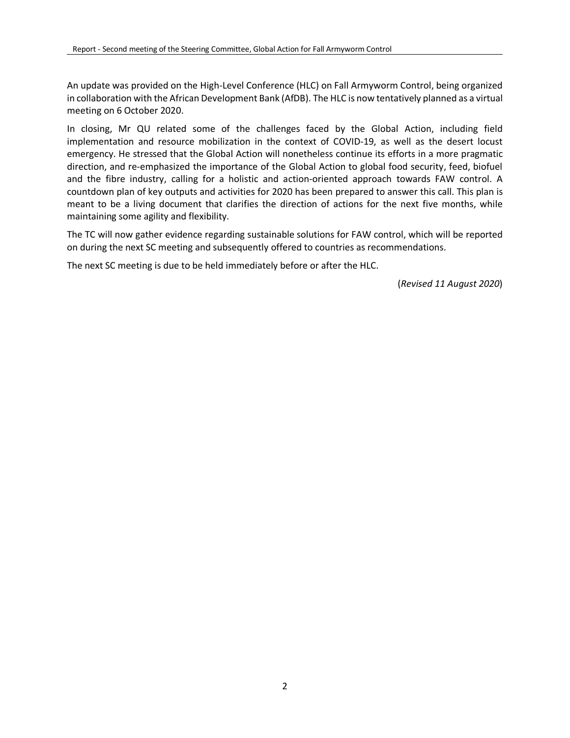An update was provided on the High-Level Conference (HLC) on Fall Armyworm Control, being organized in collaboration with the African Development Bank (AfDB). The HLC is now tentatively planned as a virtual meeting on 6 October 2020.

In closing, Mr QU related some of the challenges faced by the Global Action, including field implementation and resource mobilization in the context of COVID-19, as well as the desert locust emergency. He stressed that the Global Action will nonetheless continue its efforts in a more pragmatic direction, and re-emphasized the importance of the Global Action to global food security, feed, biofuel and the fibre industry, calling for a holistic and action-oriented approach towards FAW control. A countdown plan of key outputs and activities for 2020 has been prepared to answer this call. This plan is meant to be a living document that clarifies the direction of actions for the next five months, while maintaining some agility and flexibility.

The TC will now gather evidence regarding sustainable solutions for FAW control, which will be reported on during the next SC meeting and subsequently offered to countries as recommendations.

The next SC meeting is due to be held immediately before or after the HLC.

(*Revised 11 August 2020*)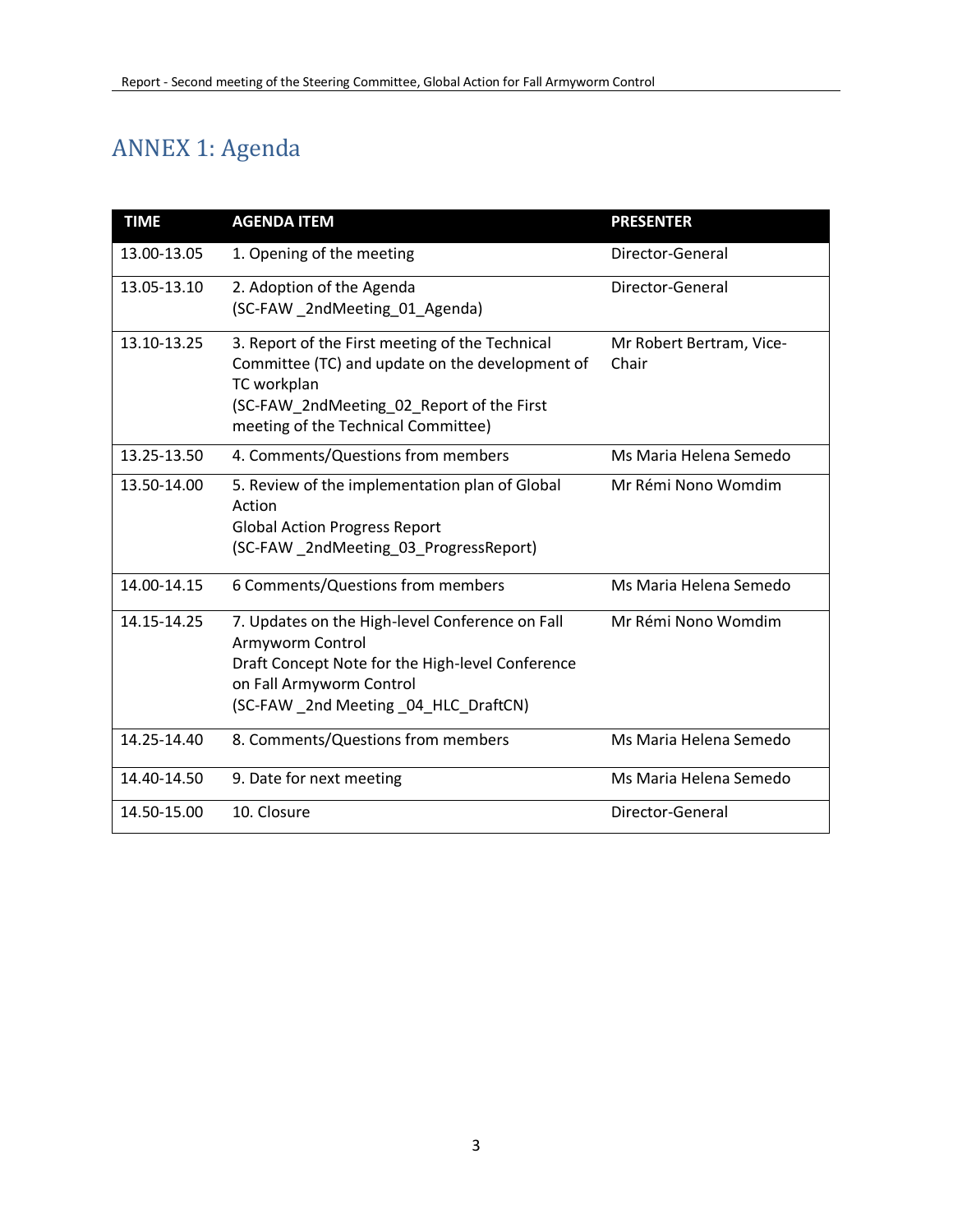# ANNEX 1: Agenda

| TIME | AGENDA ITEM | PRESENTER |
|---|---|---|
| 13.00-13.05 | 1. Opening of the meeting | Director-General |
| 13.05-13.10 | 2. Adoption of the Agenda (SC-FAW _2ndMeeting_01_Agenda) | Director-General |
| 13.10-13.25 | 3. Report of the First meeting of the Technical Committee (TC) and update on the development of TC workplan (SC-FAW_2ndMeeting_02_Report of the First meeting of the Technical Committee) | Mr Robert Bertram, Vice-Chair |
| 13.25-13.50 | 4. Comments/Questions from members | Ms Maria Helena Semedo |
| 13.50-14.00 | 5. Review of the implementation plan of Global Action Global Action Progress Report (SC-FAW _2ndMeeting_03_ProgressReport) | Mr Rémi Nono Womdim |
| 14.00-14.15 | 6 Comments/Questions from members | Ms Maria Helena Semedo |
| 14.15-14.25 | 7. Updates on the High-level Conference on Fall Armyworm Control Draft Concept Note for the High-level Conference on Fall Armyworm Control (SC-FAW _2nd Meeting _04_HLC_DraftCN) | Mr Rémi Nono Womdim |
| 14.25-14.40 | 8. Comments/Questions from members | Ms Maria Helena Semedo |
| 14.40-14.50 | 9. Date for next meeting | Ms Maria Helena Semedo |
| 14.50-15.00 | 10. Closure | Director-General |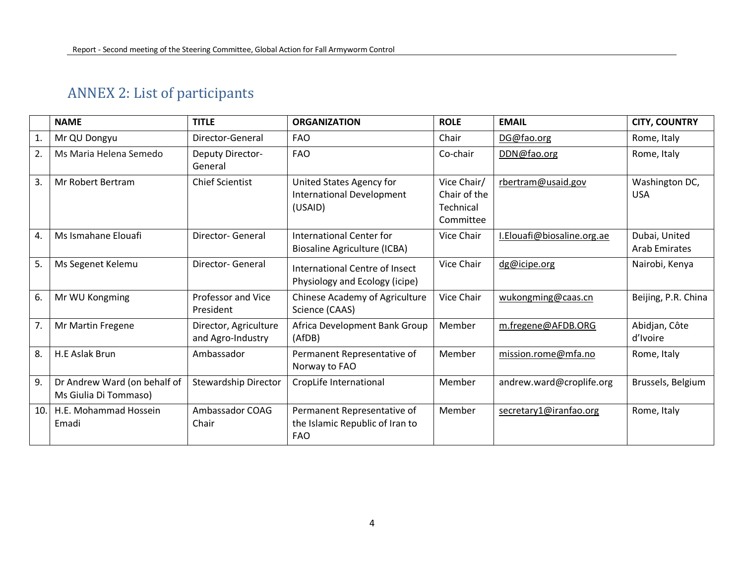## ANNEX 2: List of participants

| | NAME | TITLE | ORGANIZATION | ROLE | EMAIL | CITY, COUNTRY |
|---|---|---|---|---|---|---|
| 1. | Mr QU Dongyu | Director-General | FAO | Chair | DG@fao.org | Rome, Italy |
| 2. | Ms Maria Helena Semedo | Deputy Director-General | FAO | Co-chair | DDN@fao.org | Rome, Italy |
| 3. | Mr Robert Bertram | Chief Scientist | United States Agency for International Development (USAID) | Vice Chair/ Chair of the Technical Committee | rbertram@usaid.gov | Washington DC, USA |
| 4. | Ms Ismahane Elouafi | Director- General | International Center for Biosaline Agriculture (ICBA) | Vice Chair | I.Elouafi@biosaline.org.ae | Dubai, United Arab Emirates |
| 5. | Ms Segenet Kelemu | Director- General | International Centre of Insect Physiology and Ecology (icipe) | Vice Chair | dg@icipe.org | Nairobi, Kenya |
| 6. | Mr WU Kongming | Professor and Vice President | Chinese Academy of Agriculture Science (CAAS) | Vice Chair | wukongming@caas.cn | Beijing, P.R. China |
| 7. | Mr Martin Fregene | Director, Agriculture and Agro-Industry | Africa Development Bank Group (AfDB) | Member | m.fregene@AFDB.ORG | Abidjan, Côte d'Ivoire |
| 8. | H.E Aslak Brun | Ambassador | Permanent Representative of Norway to FAO | Member | mission.rome@mfa.no | Rome, Italy |
| 9. | Dr Andrew Ward (on behalf of Ms Giulia Di Tommaso) | Stewardship Director | CropLife International | Member | andrew.ward@croplife.org | Brussels, Belgium |
| 10. | H.E. Mohammad Hossein Emadi | Ambassador COAG Chair | Permanent Representative of the Islamic Republic of Iran to FAO | Member | secretary1@iranfao.org | Rome, Italy |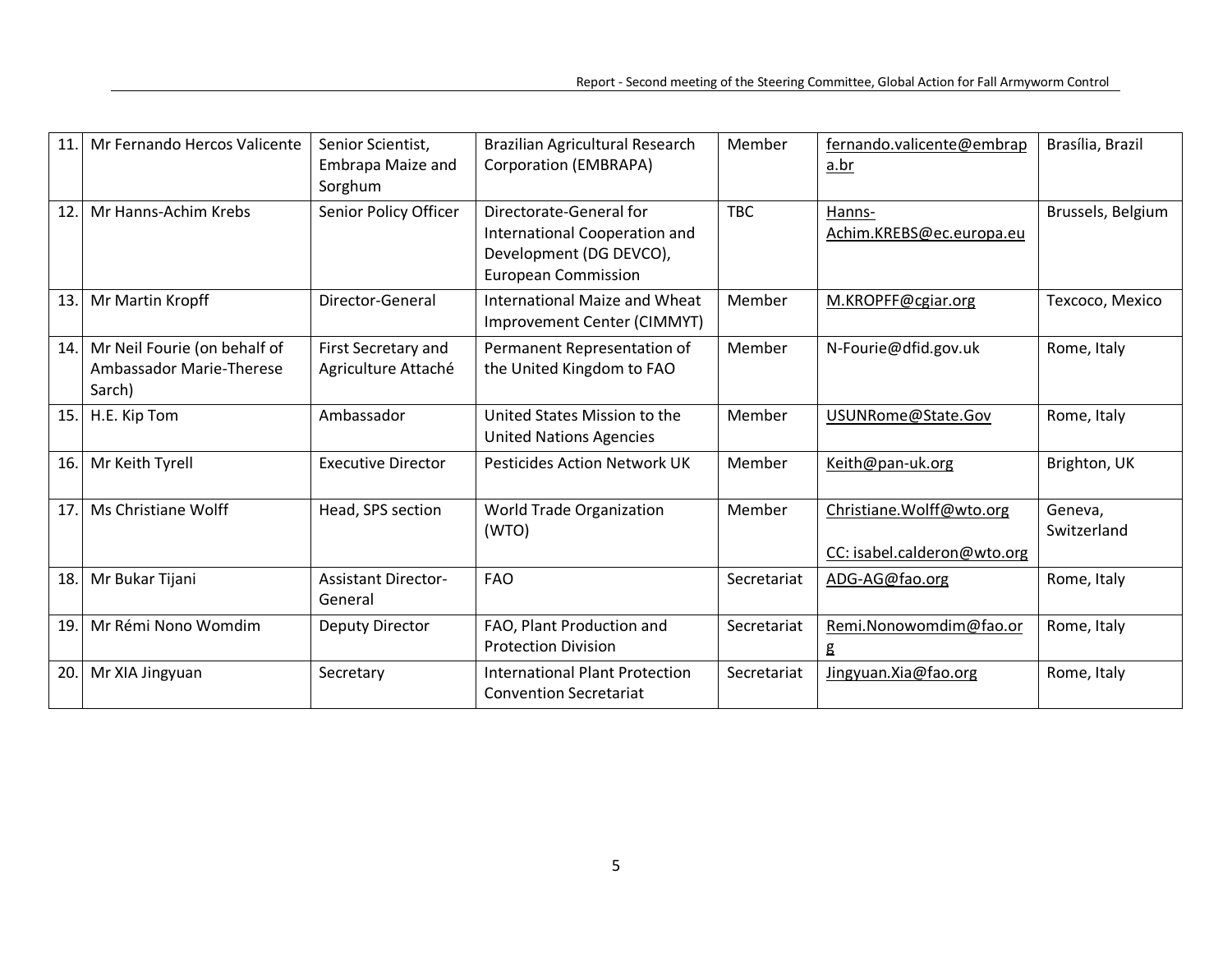| 11. | Mr Fernando Hercos Valicente | Senior Scientist, Embrapa Maize and Sorghum | Brazilian Agricultural Research Corporation (EMBRAPA) | Member | fernando.valicente@embrapa.br | Brasília, Brazil |
|---|---|---|---|---|---|---|
| 12. | Mr Hanns-Achim Krebs | Senior Policy Officer | Directorate-General for International Cooperation and Development (DG DEVCO), European Commission | TBC | Hanns-Achim.KREBS@ec.europa.eu | Brussels, Belgium |
| 13. | Mr Martin Kropff | Director-General | International Maize and Wheat Improvement Center (CIMMYT) | Member | M.KROPFF@cgiar.org | Texcoco, Mexico |
| 14. | Mr Neil Fourie (on behalf of Ambassador Marie-Therese Sarch) | First Secretary and Agriculture Attaché | Permanent Representation of the United Kingdom to FAO | Member | N-Fourie@dfid.gov.uk | Rome, Italy |
| 15. | H.E. Kip Tom | Ambassador | United States Mission to the United Nations Agencies | Member | USUNRome@State.Gov | Rome, Italy |
| 16. | Mr Keith Tyrell | Executive Director | Pesticides Action Network UK | Member | Keith@pan-uk.org | Brighton, UK |
| 17. | Ms Christiane Wolff | Head, SPS section | World Trade Organization (WTO) | Member | Christiane.Wolff@wto.org<br><br>CC: isabel.calderon@wto.org | Geneva, Switzerland |
| 18. | Mr Bukar Tijani | Assistant Director-General | FAO | Secretariat | ADG-AG@fao.org | Rome, Italy |
| 19. | Mr Rémi Nono Womdim | Deputy Director | FAO, Plant Production and Protection Division | Secretariat | Remi.Nonowomdim@fao.org | Rome, Italy |
| 20. | Mr XIA Jingyuan | Secretary | International Plant Protection Convention Secretariat | Secretariat | Jingyuan.Xia@fao.org | Rome, Italy |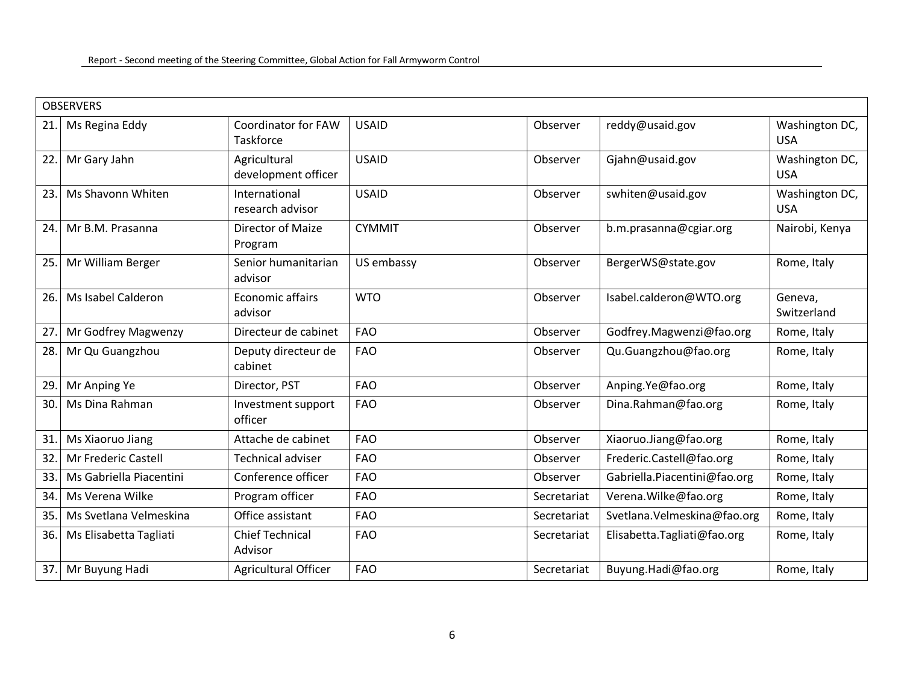| OBSERVERS | | | | | | |
|---|---|---|---|---|---|---|
| 21. | Ms Regina Eddy | Coordinator for FAW Taskforce | USAID | Observer | reddy@usaid.gov | Washington DC, USA |
| 22. | Mr Gary Jahn | Agricultural development officer | USAID | Observer | Gjahn@usaid.gov | Washington DC, USA |
| 23. | Ms Shavonn Whiten | International research advisor | USAID | Observer | swhiten@usaid.gov | Washington DC, USA |
| 24. | Mr B.M. Prasanna | Director of Maize Program | CYMMIT | Observer | b.m.prasanna@cgiar.org | Nairobi, Kenya |
| 25. | Mr William Berger | Senior humanitarian advisor | US embassy | Observer | BergerWS@state.gov | Rome, Italy |
| 26. | Ms Isabel Calderon | Economic affairs advisor | WTO | Observer | Isabel.calderon@WTO.org | Geneva, Switzerland |
| 27. | Mr Godfrey Magwenzy | Directeur de cabinet | FAO | Observer | Godfrey.Magwenzi@fao.org | Rome, Italy |
| 28. | Mr Qu Guangzhou | Deputy directeur de cabinet | FAO | Observer | Qu.Guangzhou@fao.org | Rome, Italy |
| 29. | Mr Anping Ye | Director, PST | FAO | Observer | Anping.Ye@fao.org | Rome, Italy |
| 30. | Ms Dina Rahman | Investment support officer | FAO | Observer | Dina.Rahman@fao.org | Rome, Italy |
| 31. | Ms Xiaoruo Jiang | Attache de cabinet | FAO | Observer | Xiaoruo.Jiang@fao.org | Rome, Italy |
| 32. | Mr Frederic Castell | Technical adviser | FAO | Observer | Frederic.Castell@fao.org | Rome, Italy |
| 33. | Ms Gabriella Piacentini | Conference officer | FAO | Observer | Gabriella.Piacentini@fao.org | Rome, Italy |
| 34. | Ms Verena Wilke | Program officer | FAO | Secretariat | Verena.Wilke@fao.org | Rome, Italy |
| 35. | Ms Svetlana Velmeskina | Office assistant | FAO | Secretariat | Svetlana.Velmeskina@fao.org | Rome, Italy |
| 36. | Ms Elisabetta Tagliati | Chief Technical Advisor | FAO | Secretariat | Elisabetta.Tagliati@fao.org | Rome, Italy |
| 37. | Mr Buyung Hadi | Agricultural Officer | FAO | Secretariat | Buyung.Hadi@fao.org | Rome, Italy |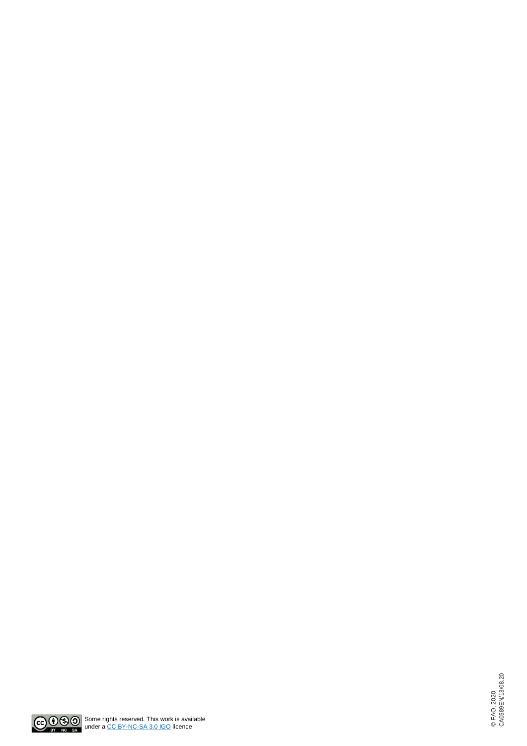Some rights reserved. This work is available under a CC BY-NC-SA 3.0 IGO licence

© FAO, 2020
CA0589EN/13/08.20